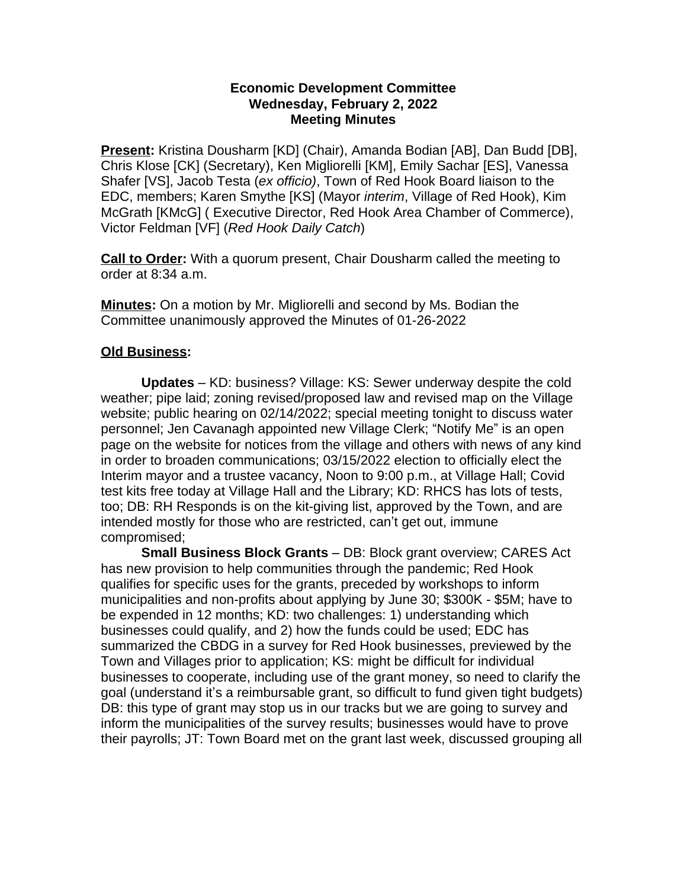**Economic Development Committee**
**Wednesday, February 2, 2022**
**Meeting Minutes**

**Present:** Kristina Dousharm [KD] (Chair), Amanda Bodian [AB], Dan Budd [DB], Chris Klose [CK] (Secretary), Ken Migliorelli [KM], Emily Sachar [ES], Vanessa Shafer [VS], Jacob Testa (*ex officio)*, Town of Red Hook Board liaison to the EDC, members; Karen Smythe [KS] (Mayor *interim*, Village of Red Hook), Kim McGrath [KMcG] ( Executive Director, Red Hook Area Chamber of Commerce), Victor Feldman [VF] (*Red Hook Daily Catch*)

**Call to Order:** With a quorum present, Chair Dousharm called the meeting to order at 8:34 a.m.

**Minutes:** On a motion by Mr. Migliorelli and second by Ms. Bodian the Committee unanimously approved the Minutes of 01-26-2022

**Old Business:**

**Updates** – KD: business? Village: KS: Sewer underway despite the cold weather; pipe laid; zoning revised/proposed law and revised map on the Village website; public hearing on 02/14/2022; special meeting tonight to discuss water personnel; Jen Cavanagh appointed new Village Clerk; "Notify Me" is an open page on the website for notices from the village and others with news of any kind in order to broaden communications; 03/15/2022 election to officially elect the Interim mayor and a trustee vacancy, Noon to 9:00 p.m., at Village Hall; Covid test kits free today at Village Hall and the Library; KD: RHCS has lots of tests, too; DB: RH Responds is on the kit-giving list, approved by the Town, and are intended mostly for those who are restricted, can't get out, immune compromised;

**Small Business Block Grants** – DB: Block grant overview; CARES Act has new provision to help communities through the pandemic; Red Hook qualifies for specific uses for the grants, preceded by workshops to inform municipalities and non-profits about applying by June 30; $300K - $5M; have to be expended in 12 months; KD: two challenges: 1) understanding which businesses could qualify, and 2) how the funds could be used; EDC has summarized the CBDG in a survey for Red Hook businesses, previewed by the Town and Villages prior to application; KS: might be difficult for individual businesses to cooperate, including use of the grant money, so need to clarify the goal (understand it's a reimbursable grant, so difficult to fund given tight budgets) DB: this type of grant may stop us in our tracks but we are going to survey and inform the municipalities of the survey results; businesses would have to prove their payrolls; JT: Town Board met on the grant last week, discussed grouping all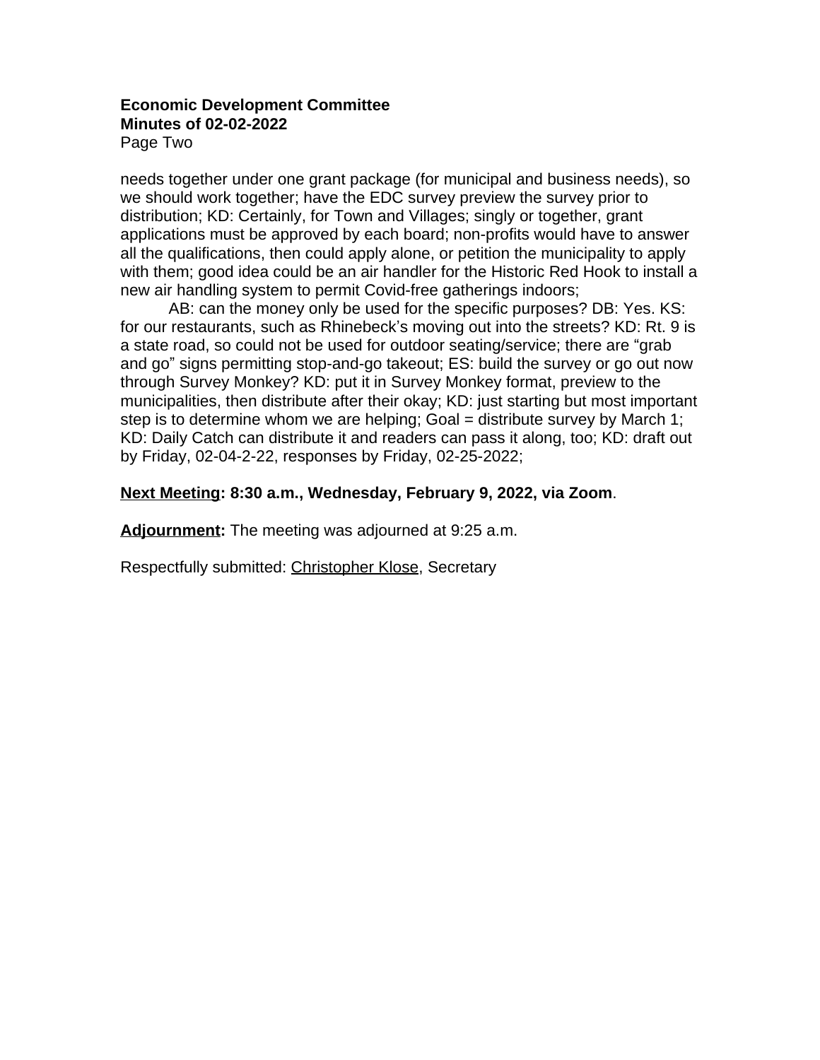needs together under one grant package (for municipal and business needs), so we should work together; have the EDC survey preview the survey prior to distribution; KD: Certainly, for Town and Villages; singly or together, grant applications must be approved by each board; non-profits would have to answer all the qualifications, then could apply alone, or petition the municipality to apply with them; good idea could be an air handler for the Historic Red Hook to install a new air handling system to permit Covid-free gatherings indoors;

AB: can the money only be used for the specific purposes? DB: Yes. KS: for our restaurants, such as Rhinebeck's moving out into the streets? KD: Rt. 9 is a state road, so could not be used for outdoor seating/service; there are "grab and go" signs permitting stop-and-go takeout; ES: build the survey or go out now through Survey Monkey? KD: put it in Survey Monkey format, preview to the municipalities, then distribute after their okay; KD: just starting but most important step is to determine whom we are helping; Goal = distribute survey by March 1; KD: Daily Catch can distribute it and readers can pass it along, too; KD: draft out by Friday, 02-04-2-22, responses by Friday, 02-25-2022;

**<u>Next Meeting</u>: 8:30 a.m., Wednesday, February 9, 2022, via Zoom**.

**<u>Adjournment</u>:** The meeting was adjourned at 9:25 a.m.

Respectfully submitted: <u>Christopher Klose</u>, Secretary